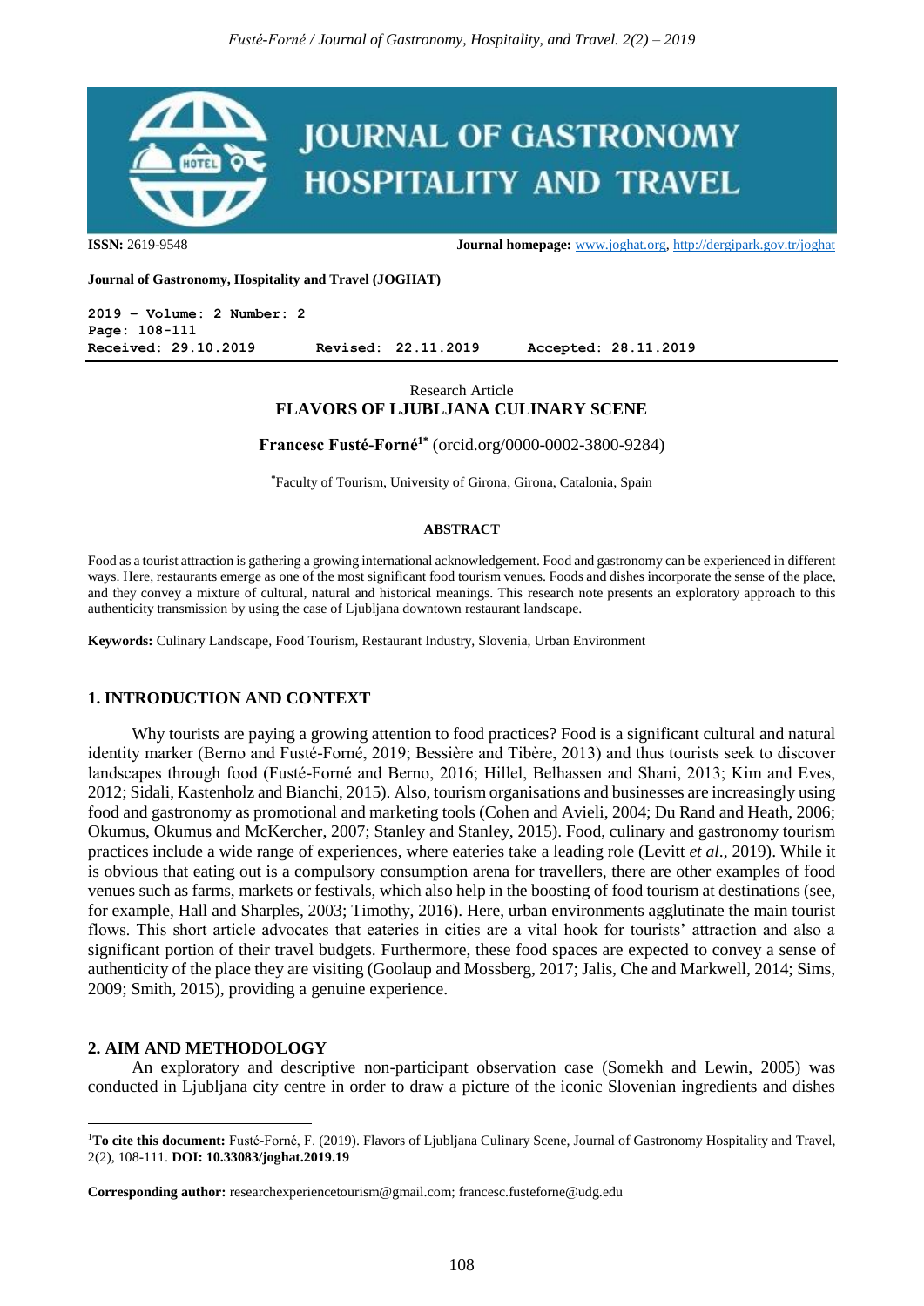**ISSN:** 2619-9548 **Journal homepage:** www.joghat.org, http://dergipark.gov.tr/joghat

**Journal of Gastronomy, Hospitality and Travel (JOGHAT)**

**2019 – Volume: 2 Number: 2**
**Page: 108-111**
**Received: 29.10.2019 Revised: 22.11.2019 Accepted: 28.11.2019**

Research Article

# FLAVORS OF LJUBLJANA CULINARY SCENE

**Francesc Fusté-Forné[1*]** (orcid.org/0000-0002-3800-9284)

[*]Faculty of Tourism, University of Girona, Girona, Catalonia, Spain

### ABSTRACT

Food as a tourist attraction is gathering a growing international acknowledgement. Food and gastronomy can be experienced in different ways. Here, restaurants emerge as one of the most significant food tourism venues. Foods and dishes incorporate the sense of the place, and they convey a mixture of cultural, natural and historical meanings. This research note presents an exploratory approach to this authenticity transmission by using the case of Ljubljana downtown restaurant landscape.

**Keywords:** Culinary Landscape, Food Tourism, Restaurant Industry, Slovenia, Urban Environment

## 1. INTRODUCTION AND CONTEXT

Why tourists are paying a growing attention to food practices? Food is a significant cultural and natural identity marker (Berno and Fusté-Forné, 2019; Bessière and Tibère, 2013) and thus tourists seek to discover landscapes through food (Fusté-Forné and Berno, 2016; Hillel, Belhassen and Shani, 2013; Kim and Eves, 2012; Sidali, Kastenholz and Bianchi, 2015). Also, tourism organisations and businesses are increasingly using food and gastronomy as promotional and marketing tools (Cohen and Avieli, 2004; Du Rand and Heath, 2006; Okumus, Okumus and McKercher, 2007; Stanley and Stanley, 2015). Food, culinary and gastronomy tourism practices include a wide range of experiences, where eateries take a leading role (Levitt *et al*., 2019). While it is obvious that eating out is a compulsory consumption arena for travellers, there are other examples of food venues such as farms, markets or festivals, which also help in the boosting of food tourism at destinations (see, for example, Hall and Sharples, 2003; Timothy, 2016). Here, urban environments agglutinate the main tourist flows. This short article advocates that eateries in cities are a vital hook for tourists' attraction and also a significant portion of their travel budgets. Furthermore, these food spaces are expected to convey a sense of authenticity of the place they are visiting (Goolaup and Mossberg, 2017; Jalis, Che and Markwell, 2014; Sims, 2009; Smith, 2015), providing a genuine experience.

## 2. AIM AND METHODOLOGY

An exploratory and descriptive non-participant observation case (Somekh and Lewin, 2005) was conducted in Ljubljana city centre in order to draw a picture of the iconic Slovenian ingredients and dishes

---

[1]**To cite this document:** Fusté-Forné, F. (2019). Flavors of Ljubljana Culinary Scene, Journal of Gastronomy Hospitality and Travel, 2(2), 108-111. **DOI: 10.33083/joghat.2019.19**

**Corresponding author:** researchexperiencetourism@gmail.com; francesc.fusteforne@udg.edu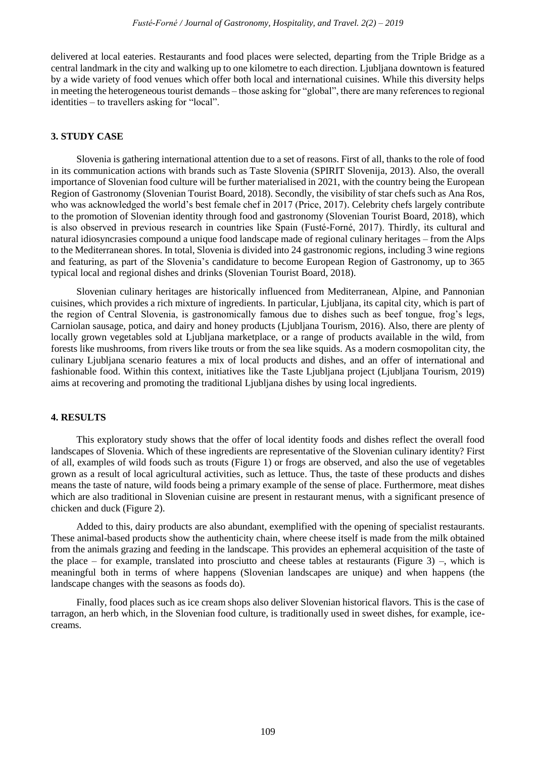delivered at local eateries. Restaurants and food places were selected, departing from the Triple Bridge as a central landmark in the city and walking up to one kilometre to each direction. Ljubljana downtown is featured by a wide variety of food venues which offer both local and international cuisines. While this diversity helps in meeting the heterogeneous tourist demands – those asking for "global", there are many references to regional identities – to travellers asking for "local".

## 3. STUDY CASE

Slovenia is gathering international attention due to a set of reasons. First of all, thanks to the role of food in its communication actions with brands such as Taste Slovenia (SPIRIT Slovenija, 2013). Also, the overall importance of Slovenian food culture will be further materialised in 2021, with the country being the European Region of Gastronomy (Slovenian Tourist Board, 2018). Secondly, the visibility of star chefs such as Ana Ros, who was acknowledged the world's best female chef in 2017 (Price, 2017). Celebrity chefs largely contribute to the promotion of Slovenian identity through food and gastronomy (Slovenian Tourist Board, 2018), which is also observed in previous research in countries like Spain (Fusté-Forné, 2017). Thirdly, its cultural and natural idiosyncrasies compound a unique food landscape made of regional culinary heritages – from the Alps to the Mediterranean shores. In total, Slovenia is divided into 24 gastronomic regions, including 3 wine regions and featuring, as part of the Slovenia's candidature to become European Region of Gastronomy, up to 365 typical local and regional dishes and drinks (Slovenian Tourist Board, 2018).

Slovenian culinary heritages are historically influenced from Mediterranean, Alpine, and Pannonian cuisines, which provides a rich mixture of ingredients. In particular, Ljubljana, its capital city, which is part of the region of Central Slovenia, is gastronomically famous due to dishes such as beef tongue, frog's legs, Carniolan sausage, potica, and dairy and honey products (Ljubljana Tourism, 2016). Also, there are plenty of locally grown vegetables sold at Ljubljana marketplace, or a range of products available in the wild, from forests like mushrooms, from rivers like trouts or from the sea like squids. As a modern cosmopolitan city, the culinary Ljubljana scenario features a mix of local products and dishes, and an offer of international and fashionable food. Within this context, initiatives like the Taste Ljubljana project (Ljubljana Tourism, 2019) aims at recovering and promoting the traditional Ljubljana dishes by using local ingredients.

## 4. RESULTS

This exploratory study shows that the offer of local identity foods and dishes reflect the overall food landscapes of Slovenia. Which of these ingredients are representative of the Slovenian culinary identity? First of all, examples of wild foods such as trouts (Figure 1) or frogs are observed, and also the use of vegetables grown as a result of local agricultural activities, such as lettuce. Thus, the taste of these products and dishes means the taste of nature, wild foods being a primary example of the sense of place. Furthermore, meat dishes which are also traditional in Slovenian cuisine are present in restaurant menus, with a significant presence of chicken and duck (Figure 2).

Added to this, dairy products are also abundant, exemplified with the opening of specialist restaurants. These animal-based products show the authenticity chain, where cheese itself is made from the milk obtained from the animals grazing and feeding in the landscape. This provides an ephemeral acquisition of the taste of the place – for example, translated into prosciutto and cheese tables at restaurants (Figure 3) –, which is meaningful both in terms of where happens (Slovenian landscapes are unique) and when happens (the landscape changes with the seasons as foods do).

Finally, food places such as ice cream shops also deliver Slovenian historical flavors. This is the case of tarragon, an herb which, in the Slovenian food culture, is traditionally used in sweet dishes, for example, ice-creams.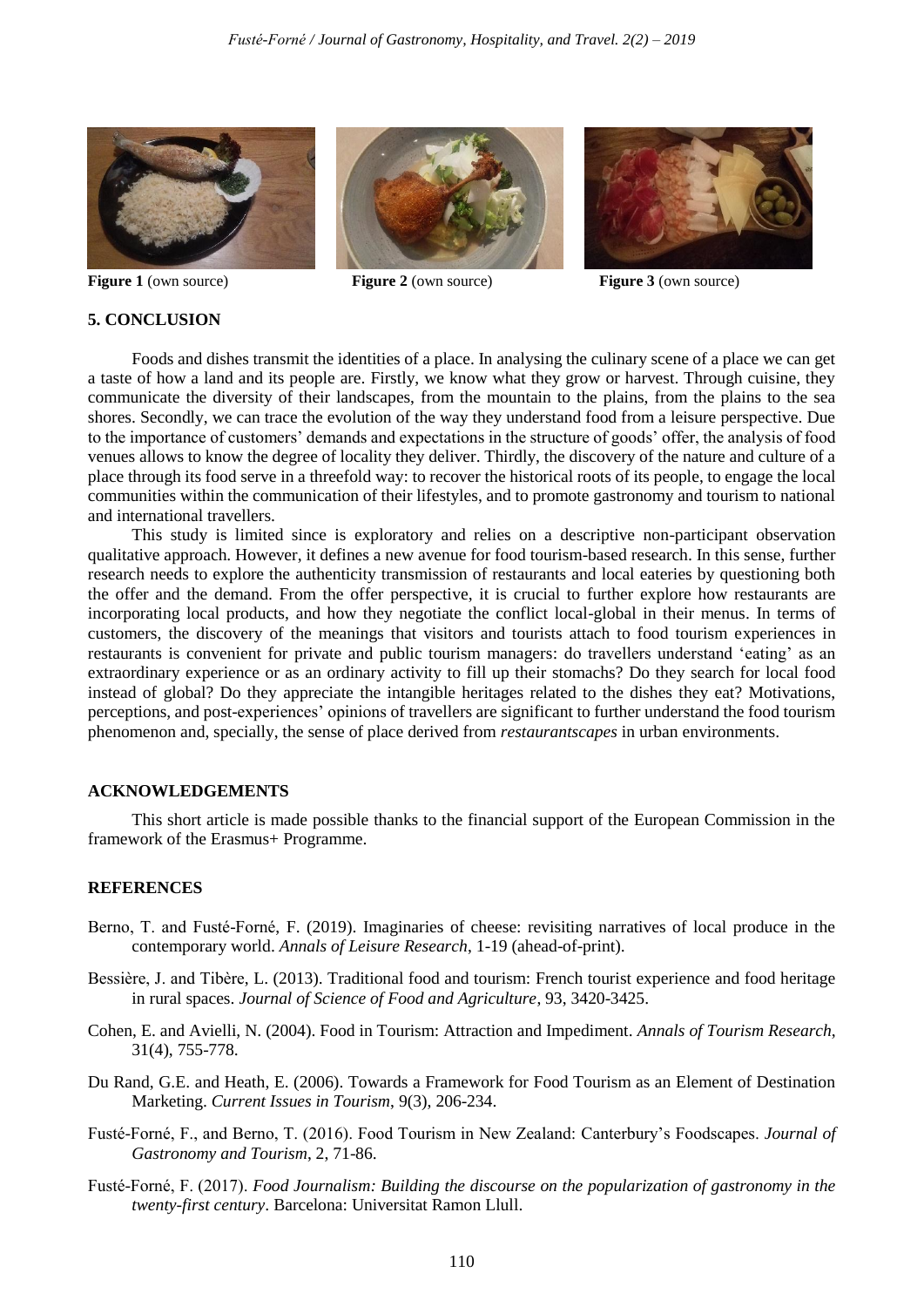**Figure 1** (own source) **Figure 2** (own source) **Figure 3** (own source)

## 5. CONCLUSION

Foods and dishes transmit the identities of a place. In analysing the culinary scene of a place we can get a taste of how a land and its people are. Firstly, we know what they grow or harvest. Through cuisine, they communicate the diversity of their landscapes, from the mountain to the plains, from the plains to the sea shores. Secondly, we can trace the evolution of the way they understand food from a leisure perspective. Due to the importance of customers' demands and expectations in the structure of goods' offer, the analysis of food venues allows to know the degree of locality they deliver. Thirdly, the discovery of the nature and culture of a place through its food serve in a threefold way: to recover the historical roots of its people, to engage the local communities within the communication of their lifestyles, and to promote gastronomy and tourism to national and international travellers.

This study is limited since is exploratory and relies on a descriptive non-participant observation qualitative approach. However, it defines a new avenue for food tourism-based research. In this sense, further research needs to explore the authenticity transmission of restaurants and local eateries by questioning both the offer and the demand. From the offer perspective, it is crucial to further explore how restaurants are incorporating local products, and how they negotiate the conflict local-global in their menus. In terms of customers, the discovery of the meanings that visitors and tourists attach to food tourism experiences in restaurants is convenient for private and public tourism managers: do travellers understand 'eating' as an extraordinary experience or as an ordinary activity to fill up their stomachs? Do they search for local food instead of global? Do they appreciate the intangible heritages related to the dishes they eat? Motivations, perceptions, and post-experiences' opinions of travellers are significant to further understand the food tourism phenomenon and, specially, the sense of place derived from *restaurantscapes* in urban environments.

## ACKNOWLEDGEMENTS

This short article is made possible thanks to the financial support of the European Commission in the framework of the Erasmus+ Programme.

## REFERENCES

Berno, T. and Fusté-Forné, F. (2019). Imaginaries of cheese: revisiting narratives of local produce in the contemporary world. *Annals of Leisure Research*, 1-19 (ahead-of-print).

Bessière, J. and Tibère, L. (2013). Traditional food and tourism: French tourist experience and food heritage in rural spaces. *Journal of Science of Food and Agriculture*, 93, 3420-3425.

Cohen, E. and Avielli, N. (2004). Food in Tourism: Attraction and Impediment. *Annals of Tourism Research*, 31(4), 755-778.

Du Rand, G.E. and Heath, E. (2006). Towards a Framework for Food Tourism as an Element of Destination Marketing. *Current Issues in Tourism*, 9(3), 206-234.

Fusté-Forné, F., and Berno, T. (2016). Food Tourism in New Zealand: Canterbury's Foodscapes. *Journal of Gastronomy and Tourism*, 2, 71-86.

Fusté-Forné, F. (2017). *Food Journalism: Building the discourse on the popularization of gastronomy in the twenty-first century*. Barcelona: Universitat Ramon Llull.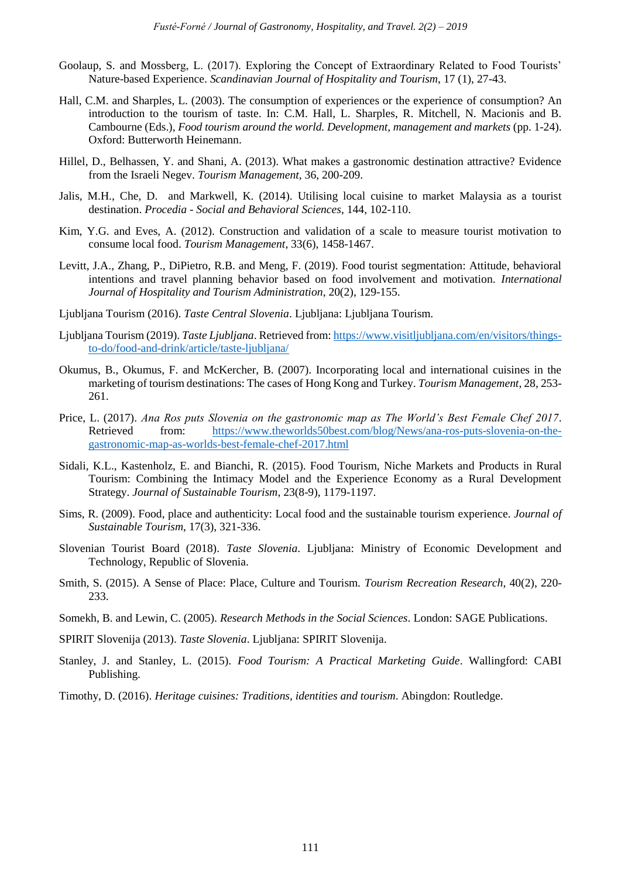Goolaup, S. and Mossberg, L. (2017). Exploring the Concept of Extraordinary Related to Food Tourists' Nature-based Experience. *Scandinavian Journal of Hospitality and Tourism*, 17 (1), 27-43.

Hall, C.M. and Sharples, L. (2003). The consumption of experiences or the experience of consumption? An introduction to the tourism of taste. In: C.M. Hall, L. Sharples, R. Mitchell, N. Macionis and B. Cambourne (Eds.), *Food tourism around the world. Development, management and markets* (pp. 1-24). Oxford: Butterworth Heinemann.

Hillel, D., Belhassen, Y. and Shani, A. (2013). What makes a gastronomic destination attractive? Evidence from the Israeli Negev. *Tourism Management*, 36, 200-209.

Jalis, M.H., Che, D. and Markwell, K. (2014). Utilising local cuisine to market Malaysia as a tourist destination. *Procedia - Social and Behavioral Sciences*, 144, 102-110.

Kim, Y.G. and Eves, A. (2012). Construction and validation of a scale to measure tourist motivation to consume local food. *Tourism Management*, 33(6), 1458-1467.

Levitt, J.A., Zhang, P., DiPietro, R.B. and Meng, F. (2019). Food tourist segmentation: Attitude, behavioral intentions and travel planning behavior based on food involvement and motivation. *International Journal of Hospitality and Tourism Administration*, 20(2), 129-155.

Ljubljana Tourism (2016). *Taste Central Slovenia*. Ljubljana: Ljubljana Tourism.

Ljubljana Tourism (2019). *Taste Ljubljana*. Retrieved from: https://www.visitljubljana.com/en/visitors/things-to-do/food-and-drink/article/taste-ljubljana/

Okumus, B., Okumus, F. and McKercher, B. (2007). Incorporating local and international cuisines in the marketing of tourism destinations: The cases of Hong Kong and Turkey. *Tourism Management*, 28, 253-261.

Price, L. (2017). *Ana Ros puts Slovenia on the gastronomic map as The World's Best Female Chef 2017*. Retrieved from: https://www.theworlds50best.com/blog/News/ana-ros-puts-slovenia-on-the-gastronomic-map-as-worlds-best-female-chef-2017.html

Sidali, K.L., Kastenholz, E. and Bianchi, R. (2015). Food Tourism, Niche Markets and Products in Rural Tourism: Combining the Intimacy Model and the Experience Economy as a Rural Development Strategy. *Journal of Sustainable Tourism*, 23(8-9), 1179-1197.

Sims, R. (2009). Food, place and authenticity: Local food and the sustainable tourism experience. *Journal of Sustainable Tourism*, 17(3), 321-336.

Slovenian Tourist Board (2018). *Taste Slovenia*. Ljubljana: Ministry of Economic Development and Technology, Republic of Slovenia.

Smith, S. (2015). A Sense of Place: Place, Culture and Tourism. *Tourism Recreation Research*, 40(2), 220-233.

Somekh, B. and Lewin, C. (2005). *Research Methods in the Social Sciences*. London: SAGE Publications.

SPIRIT Slovenija (2013). *Taste Slovenia*. Ljubljana: SPIRIT Slovenija.

Stanley, J. and Stanley, L. (2015). *Food Tourism: A Practical Marketing Guide*. Wallingford: CABI Publishing.

Timothy, D. (2016). *Heritage cuisines: Traditions, identities and tourism*. Abingdon: Routledge.